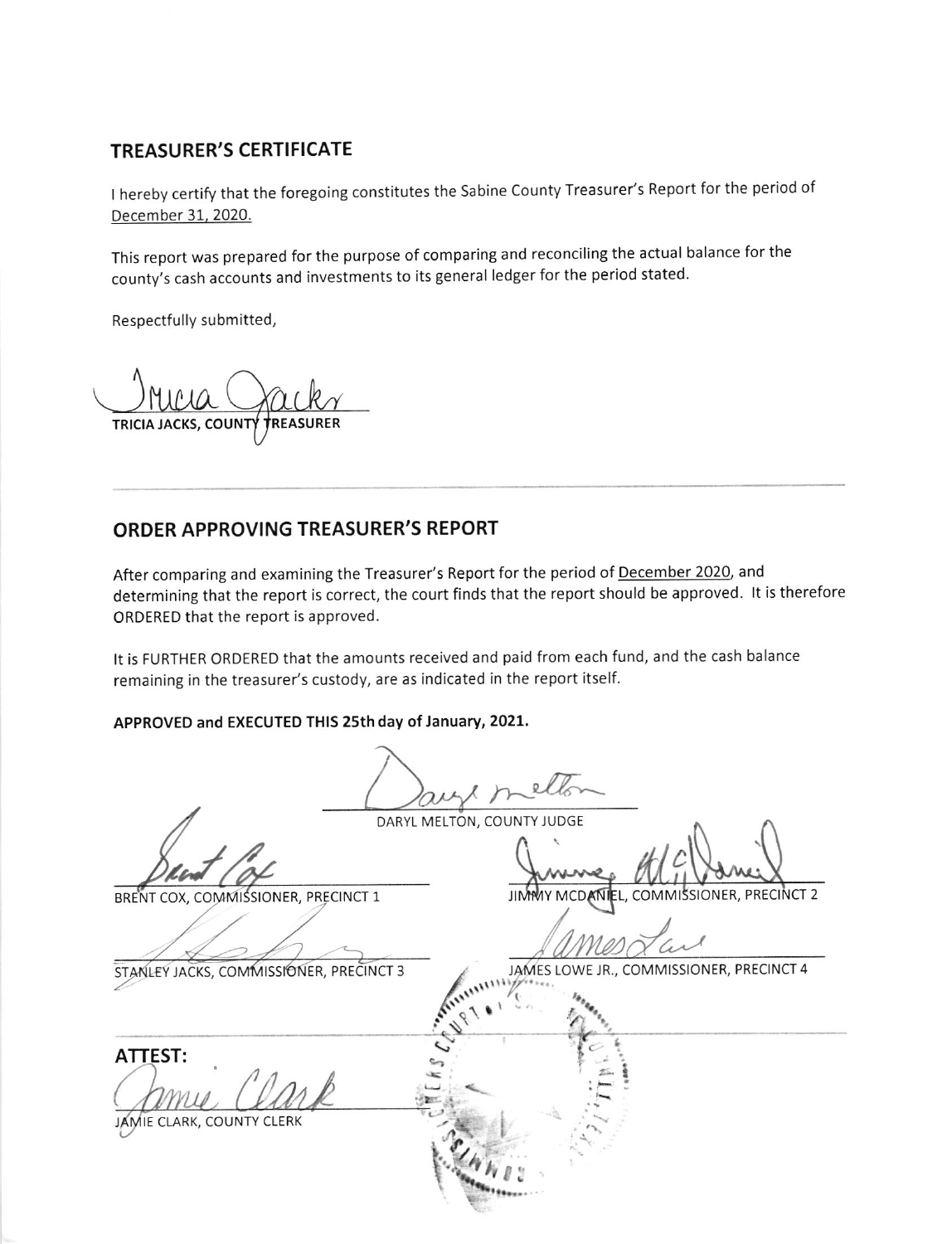## TREASURER'S CERTIFICATE

I hereby certify that the foregoing constitutes the Sabine County Treasurer's Report for the period of December 31, 2020.

This report was prepared for the purpose of comparing and reconciling the actual balance for the county's cash accounts and investments to its general ledger for the period stated.

Respectfully submitted,

TRICIA JACKS, COUNTY TREASURER

## ORDER APPROVING TREASURER'S REPORT

After comparing and examining the Treasurer's Report for the period of December 2020, and determining that the report is correct, the court finds that the report should be approved. It is therefore ORDERED that the report is approved.

It is FURTHER ORDERED that the amounts received and paid from each fund, and the cash balance remaining in the treasurer's custody, are as indicated in the report itself.

**APPROVED and EXECUTED THIS 25th day of January, 2021.**

DARYL MELTON, COUNTY JUDGE

BRENT COX, COMMISSIONER, PRECINCT 1

JIMMY MCDANIEL, COMMISSIONER, PRECINCT 2

STANLEY JACKS, COMMISSIONER, PRECINCT 3

JAMES LOWE JR., COMMISSIONER, PRECINCT 4

**ATTEST:**

JAMIE CLARK, COUNTY CLERK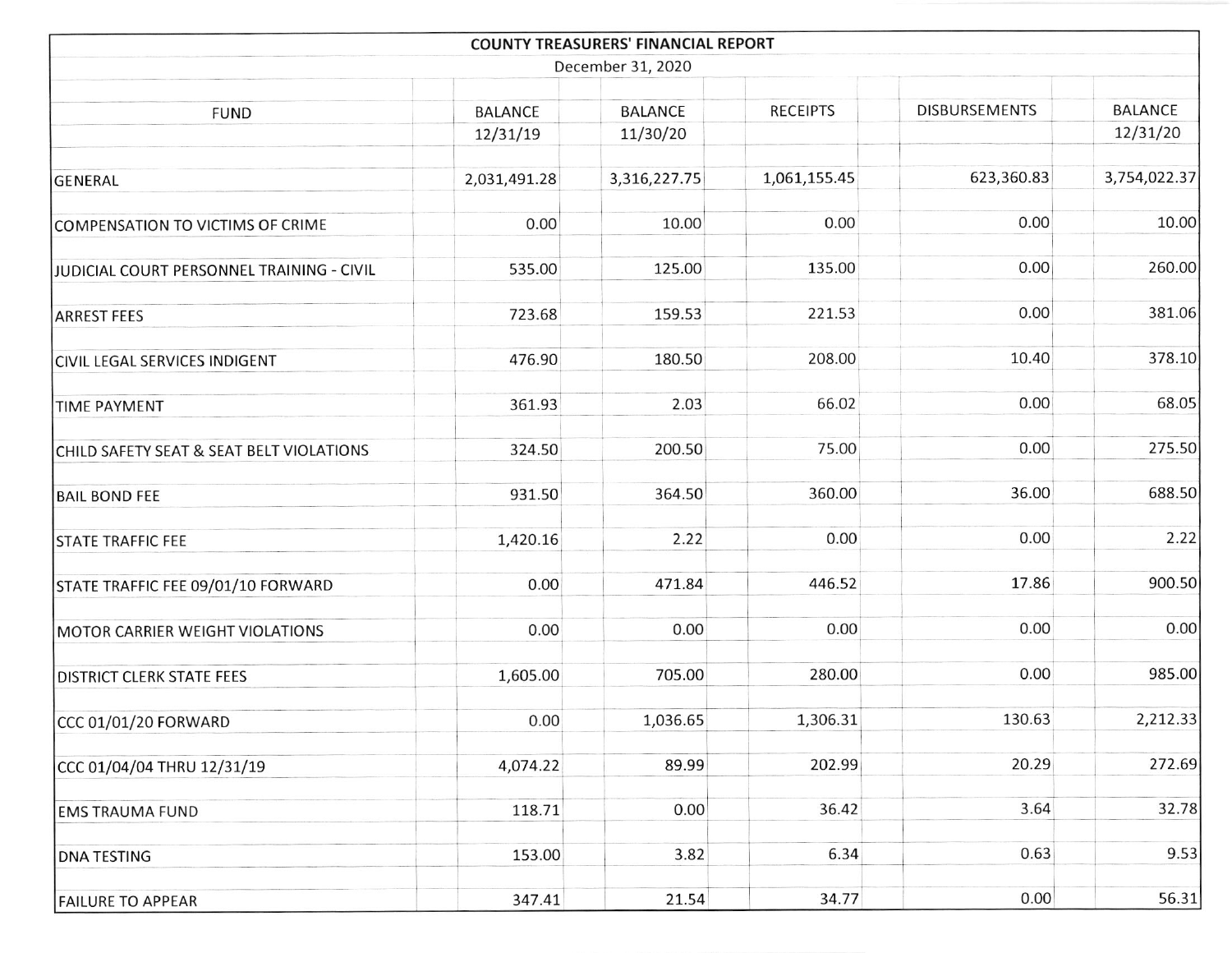## COUNTY TREASURERS' FINANCIAL REPORT

December 31, 2020

| FUND | BALANCE 12/31/19 | BALANCE 11/30/20 | RECEIPTS | DISBURSEMENTS | BALANCE 12/31/20 |
|---|---|---|---|---|---|
| GENERAL | 2,031,491.28 | 3,316,227.75 | 1,061,155.45 | 623,360.83 | 3,754,022.37 |
| COMPENSATION TO VICTIMS OF CRIME | 0.00 | 10.00 | 0.00 | 0.00 | 10.00 |
| JUDICIAL COURT PERSONNEL TRAINING - CIVIL | 535.00 | 125.00 | 135.00 | 0.00 | 260.00 |
| ARREST FEES | 723.68 | 159.53 | 221.53 | 0.00 | 381.06 |
| CIVIL LEGAL SERVICES INDIGENT | 476.90 | 180.50 | 208.00 | 10.40 | 378.10 |
| TIME PAYMENT | 361.93 | 2.03 | 66.02 | 0.00 | 68.05 |
| CHILD SAFETY SEAT & SEAT BELT VIOLATIONS | 324.50 | 200.50 | 75.00 | 0.00 | 275.50 |
| BAIL BOND FEE | 931.50 | 364.50 | 360.00 | 36.00 | 688.50 |
| STATE TRAFFIC FEE | 1,420.16 | 2.22 | 0.00 | 0.00 | 2.22 |
| STATE TRAFFIC FEE 09/01/10 FORWARD | 0.00 | 471.84 | 446.52 | 17.86 | 900.50 |
| MOTOR CARRIER WEIGHT VIOLATIONS | 0.00 | 0.00 | 0.00 | 0.00 | 0.00 |
| DISTRICT CLERK STATE FEES | 1,605.00 | 705.00 | 280.00 | 0.00 | 985.00 |
| CCC 01/01/20 FORWARD | 0.00 | 1,036.65 | 1,306.31 | 130.63 | 2,212.33 |
| CCC 01/04/04 THRU 12/31/19 | 4,074.22 | 89.99 | 202.99 | 20.29 | 272.69 |
| EMS TRAUMA FUND | 118.71 | 0.00 | 36.42 | 3.64 | 32.78 |
| DNA TESTING | 153.00 | 3.82 | 6.34 | 0.63 | 9.53 |
| FAILURE TO APPEAR | 347.41 | 21.54 | 34.77 | 0.00 | 56.31 |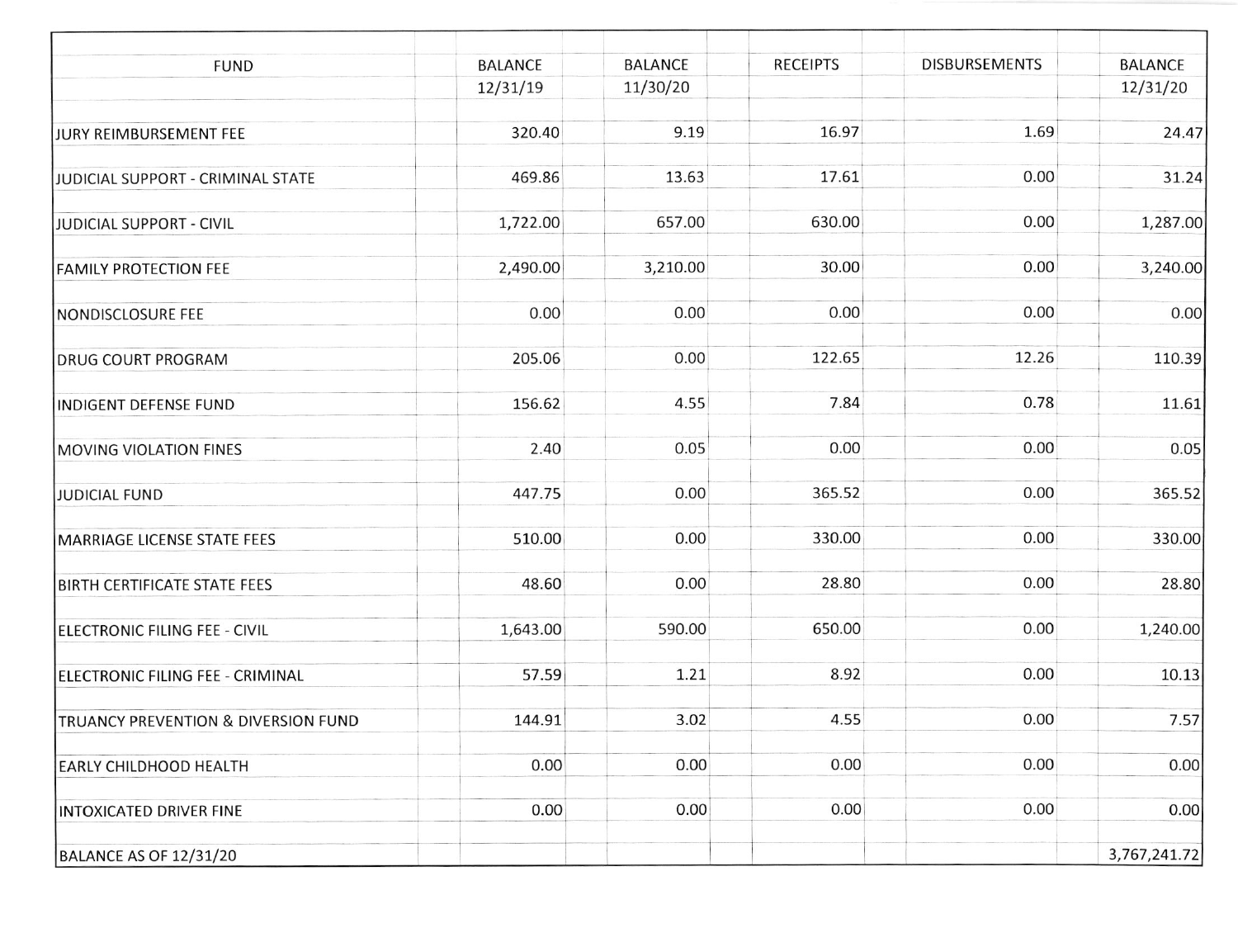| FUND | BALANCE 12/31/19 | BALANCE 11/30/20 | RECEIPTS | DISBURSEMENTS | BALANCE 12/31/20 |
|---|---|---|---|---|---|
| JURY REIMBURSEMENT FEE | 320.40 | 9.19 | 16.97 | 1.69 | 24.47 |
| JUDICIAL SUPPORT - CRIMINAL STATE | 469.86 | 13.63 | 17.61 | 0.00 | 31.24 |
| JUDICIAL SUPPORT - CIVIL | 1,722.00 | 657.00 | 630.00 | 0.00 | 1,287.00 |
| FAMILY PROTECTION FEE | 2,490.00 | 3,210.00 | 30.00 | 0.00 | 3,240.00 |
| NONDISCLOSURE FEE | 0.00 | 0.00 | 0.00 | 0.00 | 0.00 |
| DRUG COURT PROGRAM | 205.06 | 0.00 | 122.65 | 12.26 | 110.39 |
| INDIGENT DEFENSE FUND | 156.62 | 4.55 | 7.84 | 0.78 | 11.61 |
| MOVING VIOLATION FINES | 2.40 | 0.05 | 0.00 | 0.00 | 0.05 |
| JUDICIAL FUND | 447.75 | 0.00 | 365.52 | 0.00 | 365.52 |
| MARRIAGE LICENSE STATE FEES | 510.00 | 0.00 | 330.00 | 0.00 | 330.00 |
| BIRTH CERTIFICATE STATE FEES | 48.60 | 0.00 | 28.80 | 0.00 | 28.80 |
| ELECTRONIC FILING FEE - CIVIL | 1,643.00 | 590.00 | 650.00 | 0.00 | 1,240.00 |
| ELECTRONIC FILING FEE - CRIMINAL | 57.59 | 1.21 | 8.92 | 0.00 | 10.13 |
| TRUANCY PREVENTION & DIVERSION FUND | 144.91 | 3.02 | 4.55 | 0.00 | 7.57 |
| EARLY CHILDHOOD HEALTH | 0.00 | 0.00 | 0.00 | 0.00 | 0.00 |
| INTOXICATED DRIVER FINE | 0.00 | 0.00 | 0.00 | 0.00 | 0.00 |
| BALANCE AS OF 12/31/20 | | | | | 3,767,241.72 |